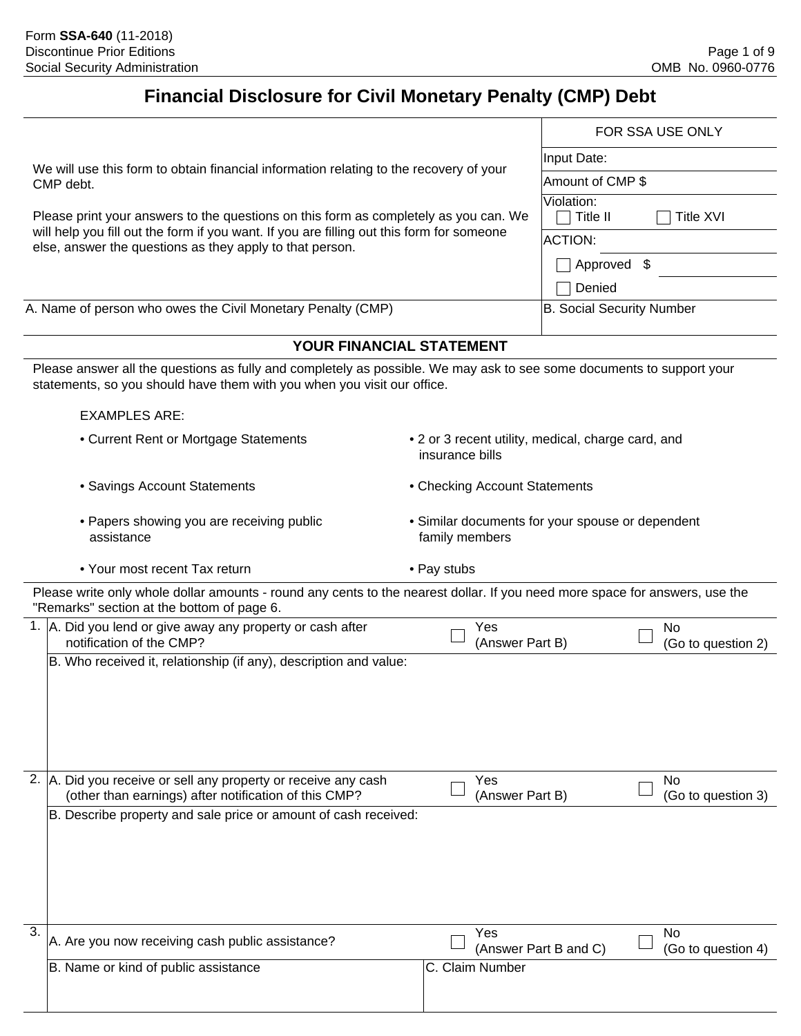Form **SSA-640** (11-2018)
Discontinue Prior Editions
Social Security Administration

OMB No. 0960-0776

# Financial Disclosure for Civil Monetary Penalty (CMP) Debt

We will use this form to obtain financial information relating to the recovery of your CMP debt.

Please print your answers to the questions on this form as completely as you can. We will help you fill out the form if you want. If you are filling out this form for someone else, answer the questions as they apply to that person.

| FOR SSA USE ONLY | |
|---|---|
| Input Date: | |
| Amount of CMP $ | |
| Violation: ☐ Title II ☐ Title XVI | |
| ACTION: | |
| ☐ Approved $ | |
| ☐ Denied | |

| A. Name of person who owes the Civil Monetary Penalty (CMP) | B. Social Security Number |
|---|---|
| | |

## YOUR FINANCIAL STATEMENT

Please answer all the questions as fully and completely as possible. We may ask to see some documents to support your statements, so you should have them with you when you visit our office.

EXAMPLES ARE:

- Current Rent or Mortgage Statements
- 2 or 3 recent utility, medical, charge card, and insurance bills
- Savings Account Statements
- Checking Account Statements
- Papers showing you are receiving public assistance
- Similar documents for your spouse or dependent family members
- Your most recent Tax return
- Pay stubs

Please write only whole dollar amounts - round any cents to the nearest dollar. If you need more space for answers, use the "Remarks" section at the bottom of page 6.

1. A. Did you lend or give away any property or cash after notification of the CMP?
   ☐ Yes (Answer Part B) ☐ No (Go to question 2)

   B. Who received it, relationship (if any), description and value:

2. A. Did you receive or sell any property or receive any cash (other than earnings) after notification of this CMP?
   ☐ Yes (Answer Part B) ☐ No (Go to question 3)

   B. Describe property and sale price or amount of cash received:

3. A. Are you now receiving cash public assistance?
   ☐ Yes (Answer Part B and C) ☐ No (Go to question 4)

| B. Name or kind of public assistance | C. Claim Number |
|---|---|
| | |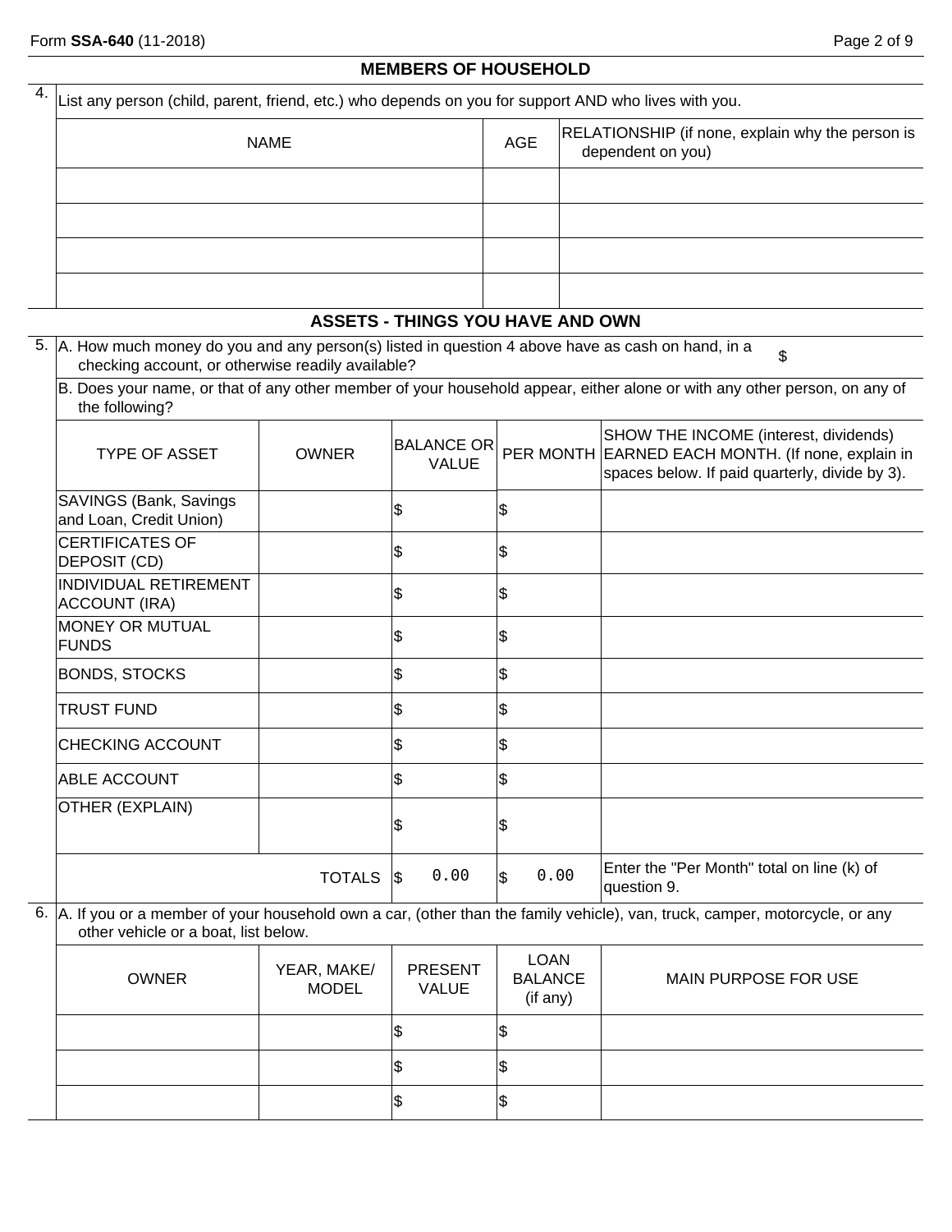## MEMBERS OF HOUSEHOLD

4. List any person (child, parent, friend, etc.) who depends on you for support AND who lives with you.

| NAME | AGE | RELATIONSHIP (if none, explain why the person is dependent on you) |
|---|---|---|
| | | |
| | | |
| | | |
| | | |

## ASSETS - THINGS YOU HAVE AND OWN

5. A. How much money do you and any person(s) listed in question 4 above have as cash on hand, in a checking account, or otherwise readily available? $

B. Does your name, or that of any other member of your household appear, either alone or with any other person, on any of the following?

| TYPE OF ASSET | OWNER | BALANCE OR VALUE | PER MONTH | SHOW THE INCOME (interest, dividends) EARNED EACH MONTH. (If none, explain in spaces below. If paid quarterly, divide by 3). |
|---|---|---|---|---|
| SAVINGS (Bank, Savings and Loan, Credit Union) | | $ | $ | |
| CERTIFICATES OF DEPOSIT (CD) | | $ | $ | |
| INDIVIDUAL RETIREMENT ACCOUNT (IRA) | | $ | $ | |
| MONEY OR MUTUAL FUNDS | | $ | $ | |
| BONDS, STOCKS | | $ | $ | |
| TRUST FUND | | $ | $ | |
| CHECKING ACCOUNT | | $ | $ | |
| ABLE ACCOUNT | | $ | $ | |
| OTHER (EXPLAIN) | | $ | $ | |
| | TOTALS | $ 0.00 | $ 0.00 | Enter the "Per Month" total on line (k) of question 9. |

6. A. If you or a member of your household own a car, (other than the family vehicle), van, truck, camper, motorcycle, or any other vehicle or a boat, list below.

| OWNER | YEAR, MAKE/ MODEL | PRESENT VALUE | LOAN BALANCE (if any) | MAIN PURPOSE FOR USE |
|---|---|---|---|---|
| | | $ | $ | |
| | | $ | $ | |
| | | $ | $ | |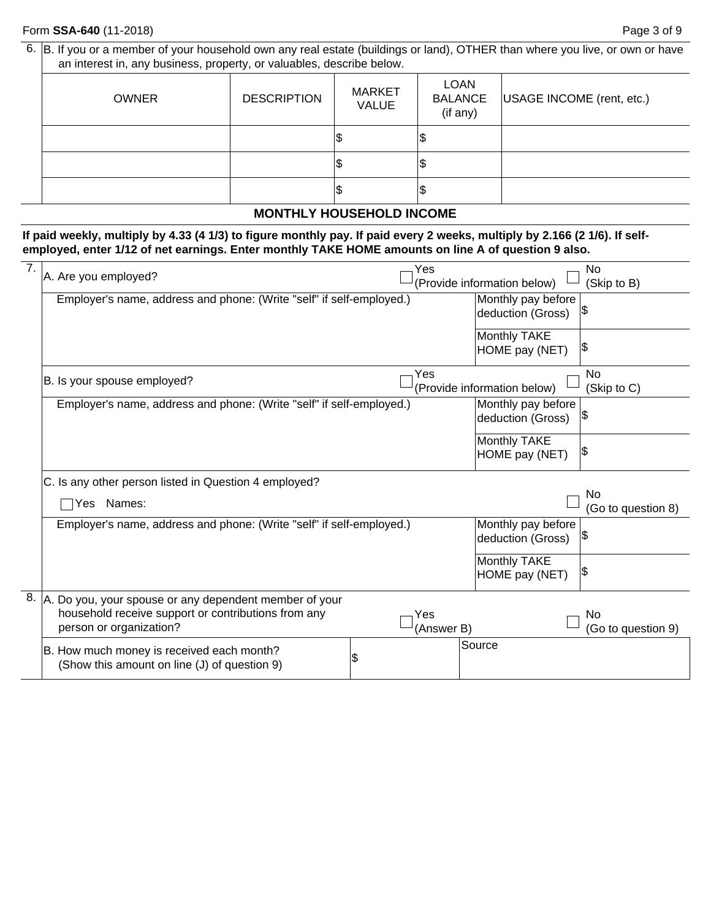6\. B. If you or a member of your household own any real estate (buildings or land), OTHER than where you live, or own or have an interest in, any business, property, or valuables, describe below.

| OWNER | DESCRIPTION | MARKET VALUE | LOAN BALANCE (if any) | USAGE INCOME (rent, etc.) |
|---|---|---|---|---|
| | | $ | $ | |
| | | $ | $ | |
| | | $ | $ | |

## MONTHLY HOUSEHOLD INCOME

**If paid weekly, multiply by 4.33 (4 1/3) to figure monthly pay. If paid every 2 weeks, multiply by 2.166 (2 1/6). If self-employed, enter 1/12 of net earnings. Enter monthly TAKE HOME amounts on line A of question 9 also.**

7\. A. Are you employed? ☐ Yes (Provide information below) ☐ No (Skip to B)

| Employer's name, address and phone: (Write "self" if self-employed.) | | |
|---|---|---|
| | Monthly pay before deduction (Gross) | $ |
| | Monthly TAKE HOME pay (NET) | $ |

B. Is your spouse employed? ☐ Yes (Provide information below) ☐ No (Skip to C)

| Employer's name, address and phone: (Write "self" if self-employed.) | | |
|---|---|---|
| | Monthly pay before deduction (Gross) | $ |
| | Monthly TAKE HOME pay (NET) | $ |

C. Is any other person listed in Question 4 employed?

☐ Yes Names: ☐ No (Go to question 8)

| Employer's name, address and phone: (Write "self" if self-employed.) | | |
|---|---|---|
| | Monthly pay before deduction (Gross) | $ |
| | Monthly TAKE HOME pay (NET) | $ |

8\. A. Do you, your spouse or any dependent member of your household receive support or contributions from any person or organization? ☐ Yes (Answer B) ☐ No (Go to question 9)

| B. How much money is received each month? (Show this amount on line (J) of question 9) | $ | Source |
|---|---|---|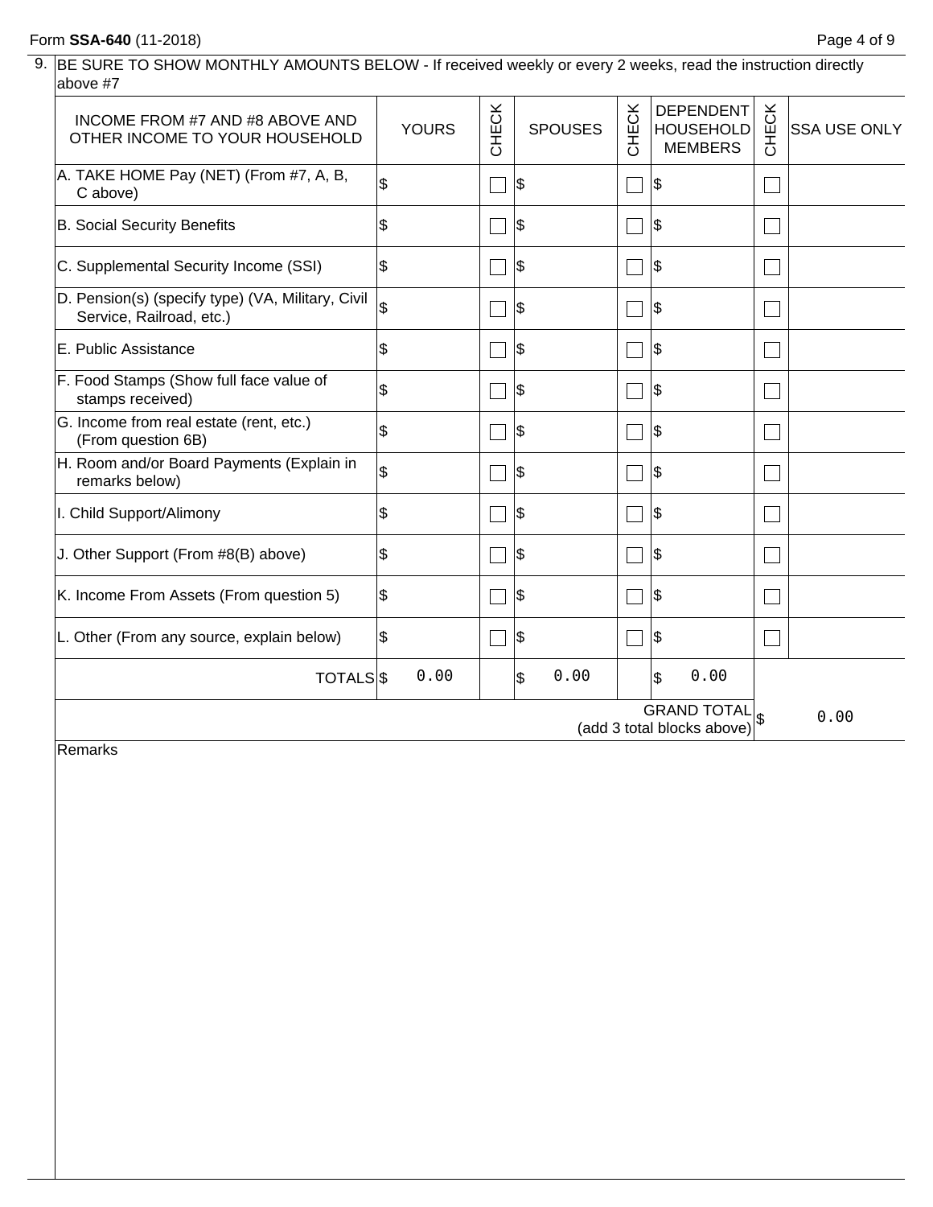9. BE SURE TO SHOW MONTHLY AMOUNTS BELOW - If received weekly or every 2 weeks, read the instruction directly above #7

| INCOME FROM #7 AND #8 ABOVE AND OTHER INCOME TO YOUR HOUSEHOLD | YOURS | CHECK | SPOUSES | CHECK | DEPENDENT HOUSEHOLD MEMBERS | CHECK | SSA USE ONLY |
|---|---|---|---|---|---|---|---|
| A. TAKE HOME Pay (NET) (From #7, A, B, C above) | $ | ☐ | $ | ☐ | $ | ☐ | |
| B. Social Security Benefits | $ | ☐ | $ | ☐ | $ | ☐ | |
| C. Supplemental Security Income (SSI) | $ | ☐ | $ | ☐ | $ | ☐ | |
| D. Pension(s) (specify type) (VA, Military, Civil Service, Railroad, etc.) | $ | ☐ | $ | ☐ | $ | ☐ | |
| E. Public Assistance | $ | ☐ | $ | ☐ | $ | ☐ | |
| F. Food Stamps (Show full face value of stamps received) | $ | ☐ | $ | ☐ | $ | ☐ | |
| G. Income from real estate (rent, etc.) (From question 6B) | $ | ☐ | $ | ☐ | $ | ☐ | |
| H. Room and/or Board Payments (Explain in remarks below) | $ | ☐ | $ | ☐ | $ | ☐ | |
| I. Child Support/Alimony | $ | ☐ | $ | ☐ | $ | ☐ | |
| J. Other Support (From #8(B) above) | $ | ☐ | $ | ☐ | $ | ☐ | |
| K. Income From Assets (From question 5) | $ | ☐ | $ | ☐ | $ | ☐ | |
| L. Other (From any source, explain below) | $ | ☐ | $ | ☐ | $ | ☐ | |
| TOTALS | $ 0.00 | | $ 0.00 | | $ 0.00 | | |
| | | | | | GRAND TOTAL (add 3 total blocks above) | $ | 0.00 |

Remarks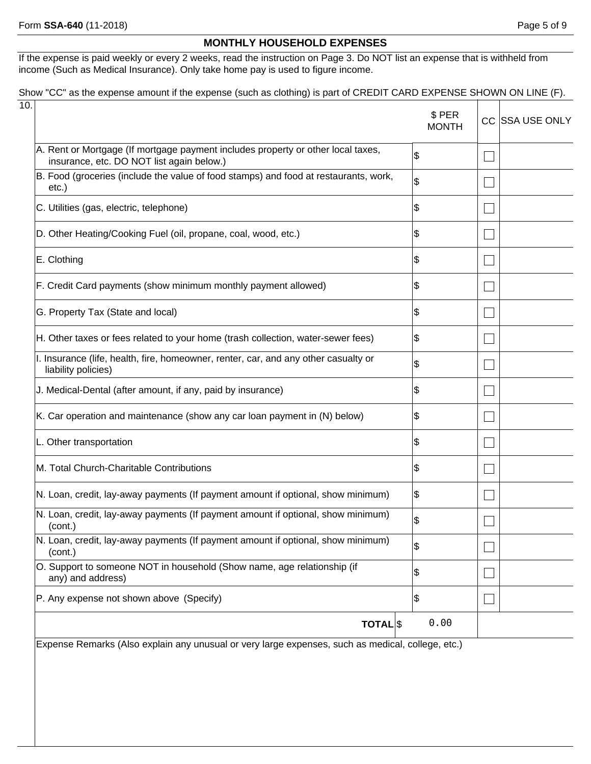## MONTHLY HOUSEHOLD EXPENSES

If the expense is paid weekly or every 2 weeks, read the instruction on Page 3. Do NOT list an expense that is withheld from income (Such as Medical Insurance). Only take home pay is used to figure income.

Show "CC" as the expense amount if the expense (such as clothing) is part of CREDIT CARD EXPENSE SHOWN ON LINE (F).

| 10. | $ PER MONTH | CC | SSA USE ONLY |
|---|---|---|---|
| A. Rent or Mortgage (If mortgage payment includes property or other local taxes, insurance, etc. DO NOT list again below.) | $ | ☐ | |
| B. Food (groceries (include the value of food stamps) and food at restaurants, work, etc.) | $ | ☐ | |
| C. Utilities (gas, electric, telephone) | $ | ☐ | |
| D. Other Heating/Cooking Fuel (oil, propane, coal, wood, etc.) | $ | ☐ | |
| E. Clothing | $ | ☐ | |
| F. Credit Card payments (show minimum monthly payment allowed) | $ | ☐ | |
| G. Property Tax (State and local) | $ | ☐ | |
| H. Other taxes or fees related to your home (trash collection, water-sewer fees) | $ | ☐ | |
| I. Insurance (life, health, fire, homeowner, renter, car, and any other casualty or liability policies) | $ | ☐ | |
| J. Medical-Dental (after amount, if any, paid by insurance) | $ | ☐ | |
| K. Car operation and maintenance (show any car loan payment in (N) below) | $ | ☐ | |
| L. Other transportation | $ | ☐ | |
| M. Total Church-Charitable Contributions | $ | ☐ | |
| N. Loan, credit, lay-away payments (If payment amount if optional, show minimum) | $ | ☐ | |
| N. Loan, credit, lay-away payments (If payment amount if optional, show minimum) (cont.) | $ | ☐ | |
| N. Loan, credit, lay-away payments (If payment amount if optional, show minimum) (cont.) | $ | ☐ | |
| O. Support to someone NOT in household (Show name, age relationship (if any) and address) | $ | ☐ | |
| P. Any expense not shown above (Specify) | $ | ☐ | |
| **TOTAL** | $ 0.00 | | |

Expense Remarks (Also explain any unusual or very large expenses, such as medical, college, etc.)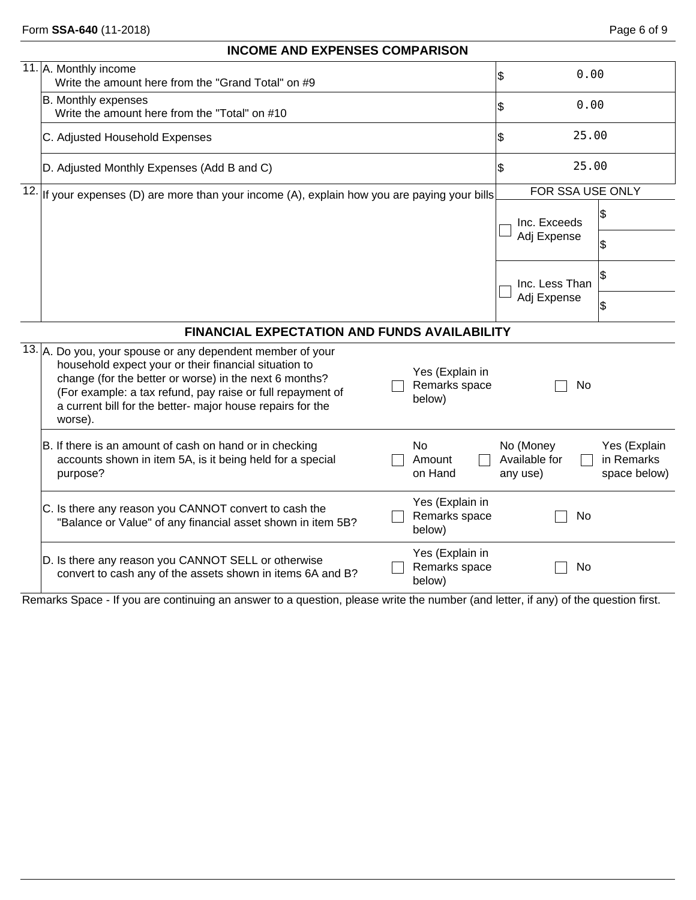## INCOME AND EXPENSES COMPARISON

| | | |
|---|---|---|
| 11. | A. Monthly income<br>Write the amount here from the "Grand Total" on #9 | $ 0.00 |
| | B. Monthly expenses<br>Write the amount here from the "Total" on #10 | $ 0.00 |
| | C. Adjusted Household Expenses | $ 25.00 |
| | D. Adjusted Monthly Expenses (Add B and C) | $ 25.00 |

| | | FOR SSA USE ONLY | |
|---|---|---|---|
| 12. | If your expenses (D) are more than your income (A), explain how you are paying your bills | ☐ Inc. Exceeds Adj Expense | $<br>$ |
| | | ☐ Inc. Less Than Adj Expense | $<br>$ |

## FINANCIAL EXPECTATION AND FUNDS AVAILABILITY

| | | | | |
|---|---|---|---|---|
| 13. | A. Do you, your spouse or any dependent member of your household expect your or their financial situation to change (for the better or worse) in the next 6 months? (For example: a tax refund, pay raise or full repayment of a current bill for the better- major house repairs for the worse). | ☐ Yes (Explain in Remarks space below) | ☐ No | |
| | B. If there is an amount of cash on hand or in checking accounts shown in item 5A, is it being held for a special purpose? | ☐ No Amount on Hand | ☐ No (Money Available for any use) | ☐ Yes (Explain in Remarks space below) |
| | C. Is there any reason you CANNOT convert to cash the "Balance or Value" of any financial asset shown in item 5B? | ☐ Yes (Explain in Remarks space below) | ☐ No | |
| | D. Is there any reason you CANNOT SELL or otherwise convert to cash any of the assets shown in items 6A and B? | ☐ Yes (Explain in Remarks space below) | ☐ No | |

Remarks Space - If you are continuing an answer to a question, please write the number (and letter, if any) of the question first.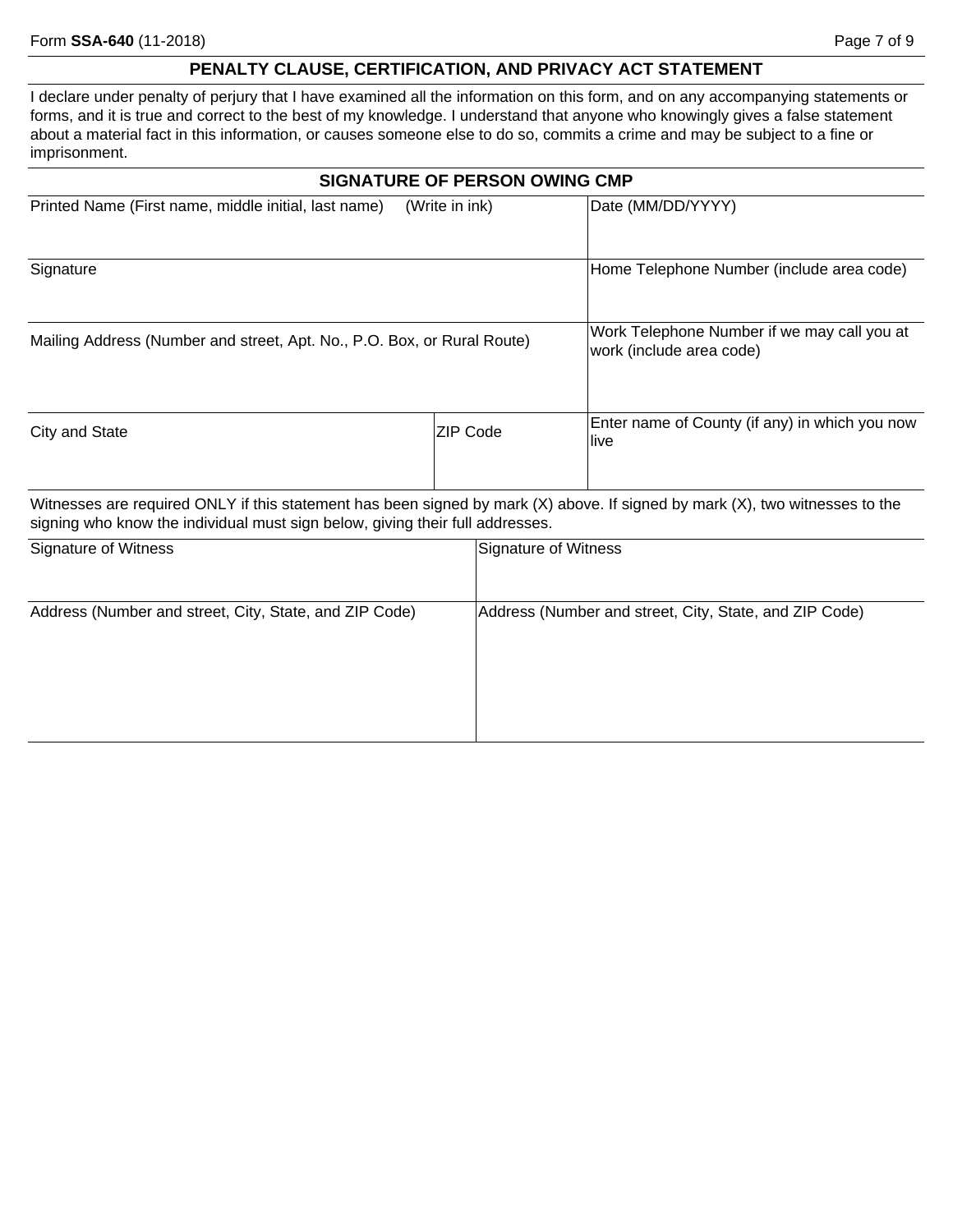## PENALTY CLAUSE, CERTIFICATION, AND PRIVACY ACT STATEMENT

I declare under penalty of perjury that I have examined all the information on this form, and on any accompanying statements or forms, and it is true and correct to the best of my knowledge. I understand that anyone who knowingly gives a false statement about a material fact in this information, or causes someone else to do so, commits a crime and may be subject to a fine or imprisonment.

### SIGNATURE OF PERSON OWING CMP

| | | |
|---|---|---|
| Printed Name (First name, middle initial, last name) (Write in ink) | | Date (MM/DD/YYYY) |
| Signature | | Home Telephone Number (include area code) |
| Mailing Address (Number and street, Apt. No., P.O. Box, or Rural Route) | | Work Telephone Number if we may call you at work (include area code) |
| City and State | ZIP Code | Enter name of County (if any) in which you now live |

Witnesses are required ONLY if this statement has been signed by mark (X) above. If signed by mark (X), two witnesses to the signing who know the individual must sign below, giving their full addresses.

| | |
|---|---|
| Signature of Witness | Signature of Witness |
| Address (Number and street, City, State, and ZIP Code) | Address (Number and street, City, State, and ZIP Code) |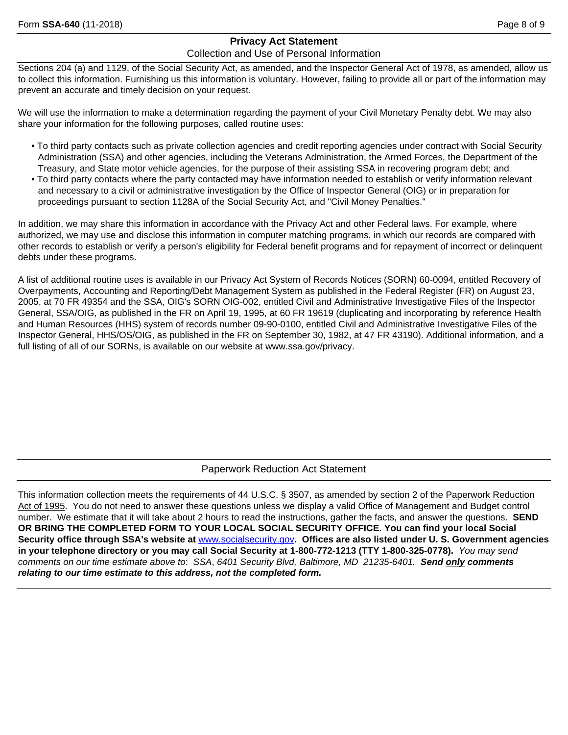## Privacy Act Statement

### Collection and Use of Personal Information

Sections 204 (a) and 1129, of the Social Security Act, as amended, and the Inspector General Act of 1978, as amended, allow us to collect this information. Furnishing us this information is voluntary. However, failing to provide all or part of the information may prevent an accurate and timely decision on your request.

We will use the information to make a determination regarding the payment of your Civil Monetary Penalty debt. We may also share your information for the following purposes, called routine uses:

- To third party contacts such as private collection agencies and credit reporting agencies under contract with Social Security Administration (SSA) and other agencies, including the Veterans Administration, the Armed Forces, the Department of the Treasury, and State motor vehicle agencies, for the purpose of their assisting SSA in recovering program debt; and
- To third party contacts where the party contacted may have information needed to establish or verify information relevant and necessary to a civil or administrative investigation by the Office of Inspector General (OIG) or in preparation for proceedings pursuant to section 1128A of the Social Security Act, and "Civil Money Penalties."

In addition, we may share this information in accordance with the Privacy Act and other Federal laws. For example, where authorized, we may use and disclose this information in computer matching programs, in which our records are compared with other records to establish or verify a person's eligibility for Federal benefit programs and for repayment of incorrect or delinquent debts under these programs.

A list of additional routine uses is available in our Privacy Act System of Records Notices (SORN) 60-0094, entitled Recovery of Overpayments, Accounting and Reporting/Debt Management System as published in the Federal Register (FR) on August 23, 2005, at 70 FR 49354 and the SSA, OIG's SORN OIG-002, entitled Civil and Administrative Investigative Files of the Inspector General, SSA/OIG, as published in the FR on April 19, 1995, at 60 FR 19619 (duplicating and incorporating by reference Health and Human Resources (HHS) system of records number 09-90-0100, entitled Civil and Administrative Investigative Files of the Inspector General, HHS/OS/OIG, as published in the FR on September 30, 1982, at 47 FR 43190). Additional information, and a full listing of all of our SORNs, is available on our website at www.ssa.gov/privacy.

## Paperwork Reduction Act Statement

This information collection meets the requirements of 44 U.S.C. § 3507, as amended by section 2 of the Paperwork Reduction Act of 1995. You do not need to answer these questions unless we display a valid Office of Management and Budget control number. We estimate that it will take about 2 hours to read the instructions, gather the facts, and answer the questions. **SEND OR BRING THE COMPLETED FORM TO YOUR LOCAL SOCIAL SECURITY OFFICE. You can find your local Social Security office through SSA's website at www.socialsecurity.gov. Offices are also listed under U. S. Government agencies in your telephone directory or you may call Social Security at 1-800-772-1213 (TTY 1-800-325-0778).** *You may send comments on our time estimate above to: SSA, 6401 Security Blvd, Baltimore, MD 21235-6401.* ***Send only comments relating to our time estimate to this address, not the completed form.***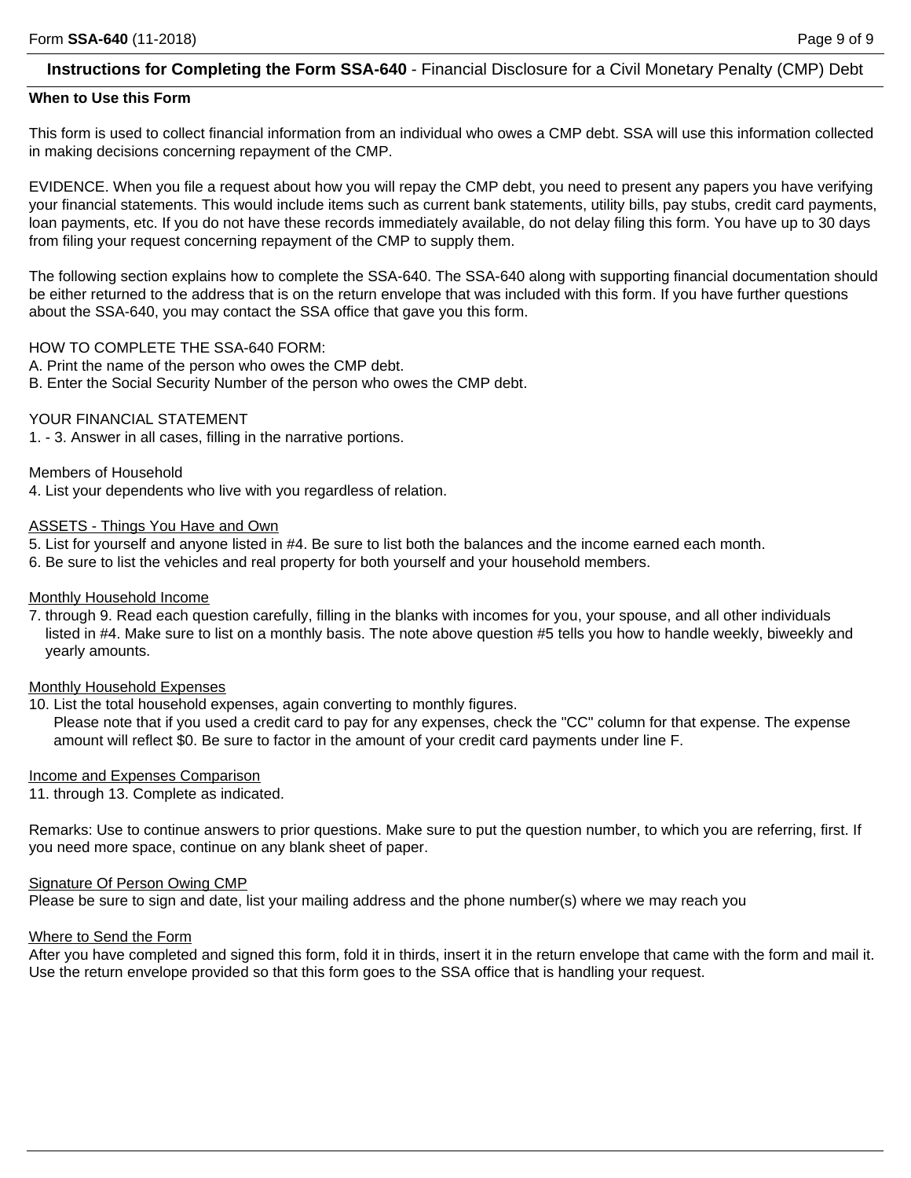## Instructions for Completing the Form SSA-640 - Financial Disclosure for a Civil Monetary Penalty (CMP) Debt

### When to Use this Form

This form is used to collect financial information from an individual who owes a CMP debt. SSA will use this information collected in making decisions concerning repayment of the CMP.

EVIDENCE. When you file a request about how you will repay the CMP debt, you need to present any papers you have verifying your financial statements. This would include items such as current bank statements, utility bills, pay stubs, credit card payments, loan payments, etc. If you do not have these records immediately available, do not delay filing this form. You have up to 30 days from filing your request concerning repayment of the CMP to supply them.

The following section explains how to complete the SSA-640. The SSA-640 along with supporting financial documentation should be either returned to the address that is on the return envelope that was included with this form. If you have further questions about the SSA-640, you may contact the SSA office that gave you this form.

HOW TO COMPLETE THE SSA-640 FORM:
A. Print the name of the person who owes the CMP debt.
B. Enter the Social Security Number of the person who owes the CMP debt.

YOUR FINANCIAL STATEMENT
1. - 3. Answer in all cases, filling in the narrative portions.

Members of Household
4. List your dependents who live with you regardless of relation.

ASSETS - Things You Have and Own
5. List for yourself and anyone listed in #4. Be sure to list both the balances and the income earned each month.
6. Be sure to list the vehicles and real property for both yourself and your household members.

Monthly Household Income
7. through 9. Read each question carefully, filling in the blanks with incomes for you, your spouse, and all other individuals listed in #4. Make sure to list on a monthly basis. The note above question #5 tells you how to handle weekly, biweekly and yearly amounts.

Monthly Household Expenses
10. List the total household expenses, again converting to monthly figures.
Please note that if you used a credit card to pay for any expenses, check the "CC" column for that expense. The expense amount will reflect $0. Be sure to factor in the amount of your credit card payments under line F.

Income and Expenses Comparison
11. through 13. Complete as indicated.

Remarks: Use to continue answers to prior questions. Make sure to put the question number, to which you are referring, first. If you need more space, continue on any blank sheet of paper.

Signature Of Person Owing CMP
Please be sure to sign and date, list your mailing address and the phone number(s) where we may reach you

Where to Send the Form
After you have completed and signed this form, fold it in thirds, insert it in the return envelope that came with the form and mail it. Use the return envelope provided so that this form goes to the SSA office that is handling your request.